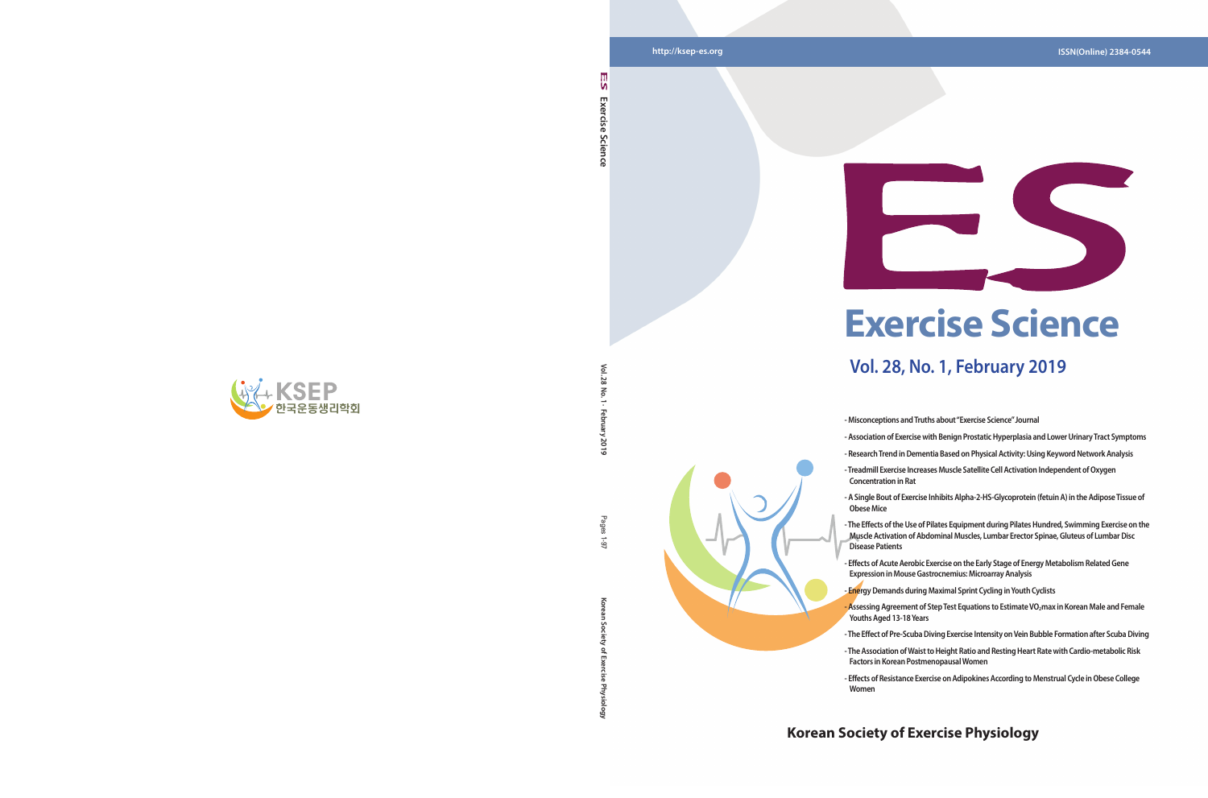http://ksep-es.org

ISSN(Online) 2384-0544

# ES

# Exercise Science

## Vol. 28, No. 1, February 2019

- Misconceptions and Truths about "Exercise Science" Journal
- Association of Exercise with Benign Prostatic Hyperplasia and Lower Urinary Tract Symptoms
- Research Trend in Dementia Based on Physical Activity: Using Keyword Network Analysis
- Treadmill Exercise Increases Muscle Satellite Cell Activation Independent of Oxygen Concentration in Rat
- A Single Bout of Exercise Inhibits Alpha-2-HS-Glycoprotein (fetuin A) in the Adipose Tissue of Obese Mice
- The Effects of the Use of Pilates Equipment during Pilates Hundred, Swimming Exercise on the Muscle Activation of Abdominal Muscles, Lumbar Erector Spinae, Gluteus of Lumbar Disc Disease Patients
- Effects of Acute Aerobic Exercise on the Early Stage of Energy Metabolism Related Gene Expression in Mouse Gastrocnemius: Microarray Analysis
- Energy Demands during Maximal Sprint Cycling in Youth Cyclists
- Assessing Agreement of Step Test Equations to Estimate $VO_2$max in Korean Male and Female Youths Aged 13-18 Years
- The Effect of Pre-Scuba Diving Exercise Intensity on Vein Bubble Formation after Scuba Diving
- The Association of Waist to Height Ratio and Resting Heart Rate with Cardio-metabolic Risk Factors in Korean Postmenopausal Women
- Effects of Resistance Exercise on Adipokines According to Menstrual Cycle in Obese College Women

**Korean Society of Exercise Physiology**

KSEP 한국운동생리학회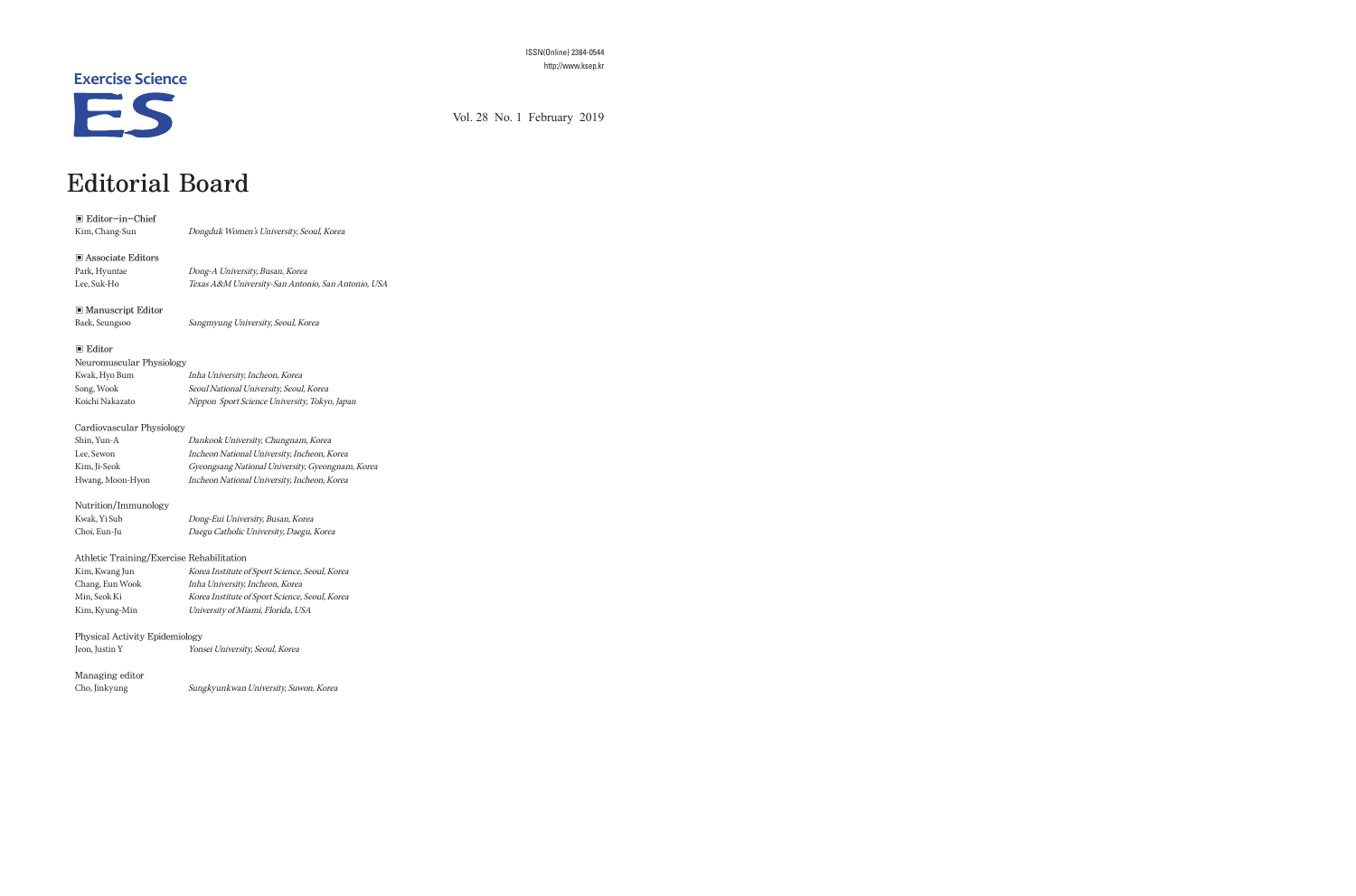ISSN(Online) 2384-0544
http://www.ksep.kr

Exercise Science

ES

Vol. 28 No. 1 February 2019

# Editorial Board

**▣ Editor−in−Chief**

| | |
|---|---|
| Kim, Chang-Sun | *Dongduk Women's University, Seoul, Korea* |

**▣ Associate Editors**

| | |
|---|---|
| Park, Hyuntae | *Dong-A University, Busan, Korea* |
| Lee, Suk-Ho | *Texas A&M University-San Antonio, San Antonio, USA* |

**▣ Manuscript Editor**

| | |
|---|---|
| Baek, Seungsoo | *Sangmyung University, Seoul, Korea* |

**▣ Editor**

Neuromuscular Physiology

| | |
|---|---|
| Kwak, Hyo Bum | *Inha University, Incheon, Korea* |
| Song, Wook | *Seoul National University, Seoul, Korea* |
| Koichi Nakazato | *Nippon Sport Science University, Tokyo, Japan* |

Cardiovascular Physiology

| | |
|---|---|
| Shin, Yun-A | *Dankook University, Chungnam, Korea* |
| Lee, Sewon | *Incheon National University, Incheon, Korea* |
| Kim, Ji-Seok | *Gyeongsang National University, Gyeongnam, Korea* |
| Hwang, Moon-Hyon | *Incheon National University, Incheon, Korea* |

Nutrition/Immunology

| | |
|---|---|
| Kwak, Yi Sub | *Dong-Eui University, Busan, Korea* |
| Choi, Eun-Ju | *Daegu Catholic University, Daegu, Korea* |

Athletic Training/Exercise Rehabilitation

| | |
|---|---|
| Kim, Kwang Jun | *Korea Institute of Sport Science, Seoul, Korea* |
| Chang, Eun Wook | *Inha University, Incheon, Korea* |
| Min, Seok Ki | *Korea Institute of Sport Science, Seoul, Korea* |
| Kim, Kyung-Min | *University of Miami, Florida, USA* |

Physical Activity Epidemiology

| | |
|---|---|
| Jeon, Justin Y | *Yonsei University, Seoul, Korea* |

Managing editor

| | |
|---|---|
| Cho, Jinkyung | *Sungkyunkwan University, Suwon, Korea* |